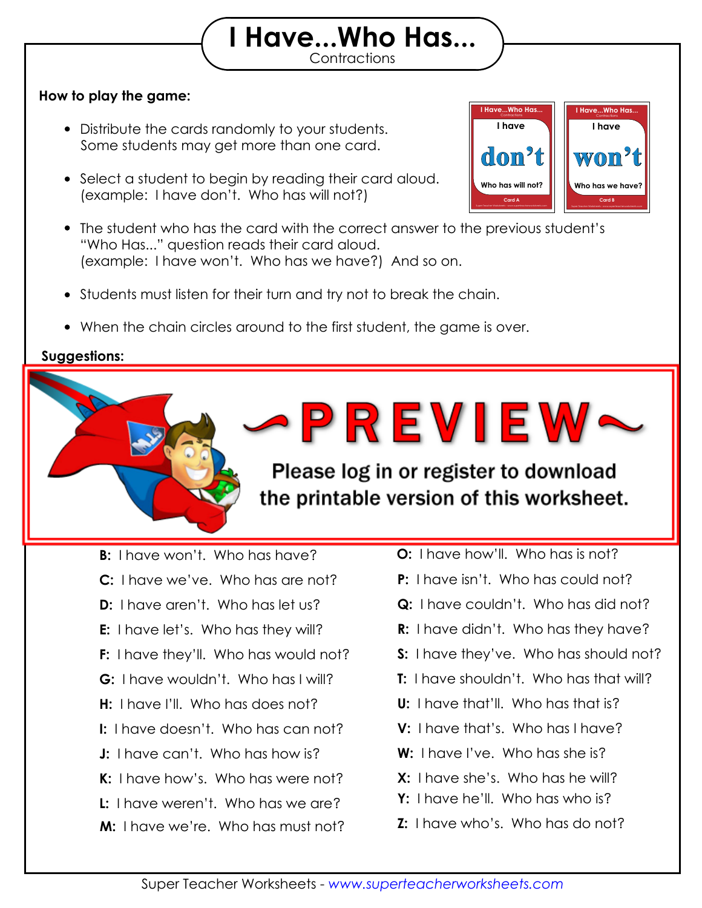# I Have...Who Has...

Contractions

**How to play the game:**

- Distribute the cards randomly to your students. Some students may get more than one card.
- Select a student to begin by reading their card aloud. (example: I have don't. Who has will not?)
- The student who has the card with the correct answer to the previous student's "Who Has..." question reads their card aloud. (example: I have won't. Who has we have?) And so on.
- Students must listen for their turn and try not to break the chain.
- When the chain circles around to the first student, the game is over.

**Suggestions:**

~PREVIEW~

Please log in or register to download the printable version of this worksheet.

**B:** I have won't. Who has have?

**C:** I have we've. Who has are not?

**D:** I have aren't. Who has let us?

**E:** I have let's. Who has they will?

**F:** I have they'll. Who has would not?

**G:** I have wouldn't. Who has I will?

**H:** I have I'll. Who has does not?

**I:** I have doesn't. Who has can not?

**J:** I have can't. Who has how is?

**K:** I have how's. Who has were not?

**L:** I have weren't. Who has we are?

**M:** I have we're. Who has must not?

**O:** I have how'll. Who has is not?

**P:** I have isn't. Who has could not?

**Q:** I have couldn't. Who has did not?

**R:** I have didn't. Who has they have?

**S:** I have they've. Who has should not?

**T:** I have shouldn't. Who has that will?

**U:** I have that'll. Who has that is?

**V:** I have that's. Who has I have?

**W:** I have I've. Who has she is?

**X:** I have she's. Who has he will?

**Y:** I have he'll. Who has who is?

**Z:** I have who's. Who has do not?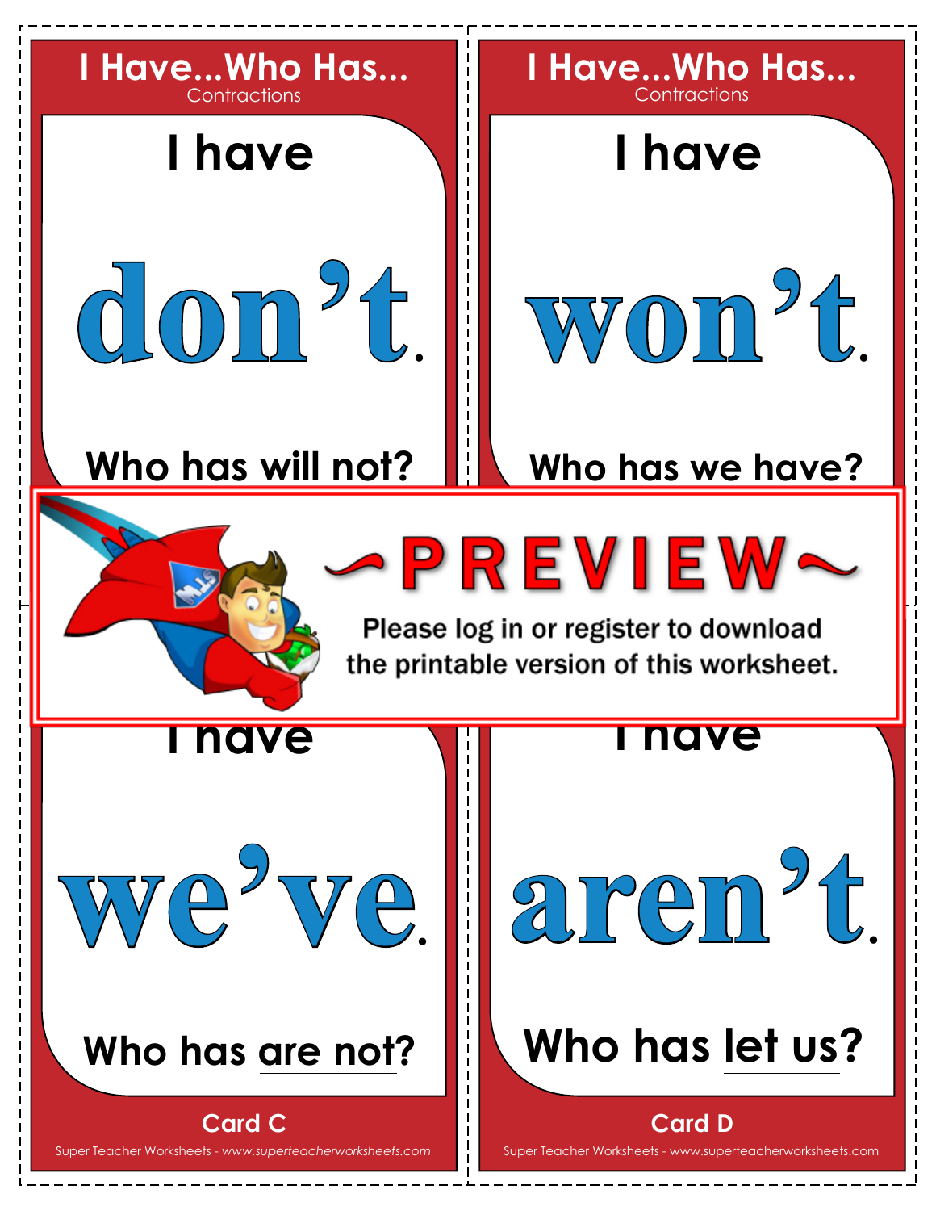## I Have...Who Has...
Contractions

I have

**don't.**

Who has will not?

## I Have...Who Has...
Contractions

I have

**won't.**

Who has we have?

~PREVIEW~

Please log in or register to download the printable version of this worksheet.

I have

**we've.**

Who has are not?

Card C

I have

**aren't.**

Who has let us?

Card D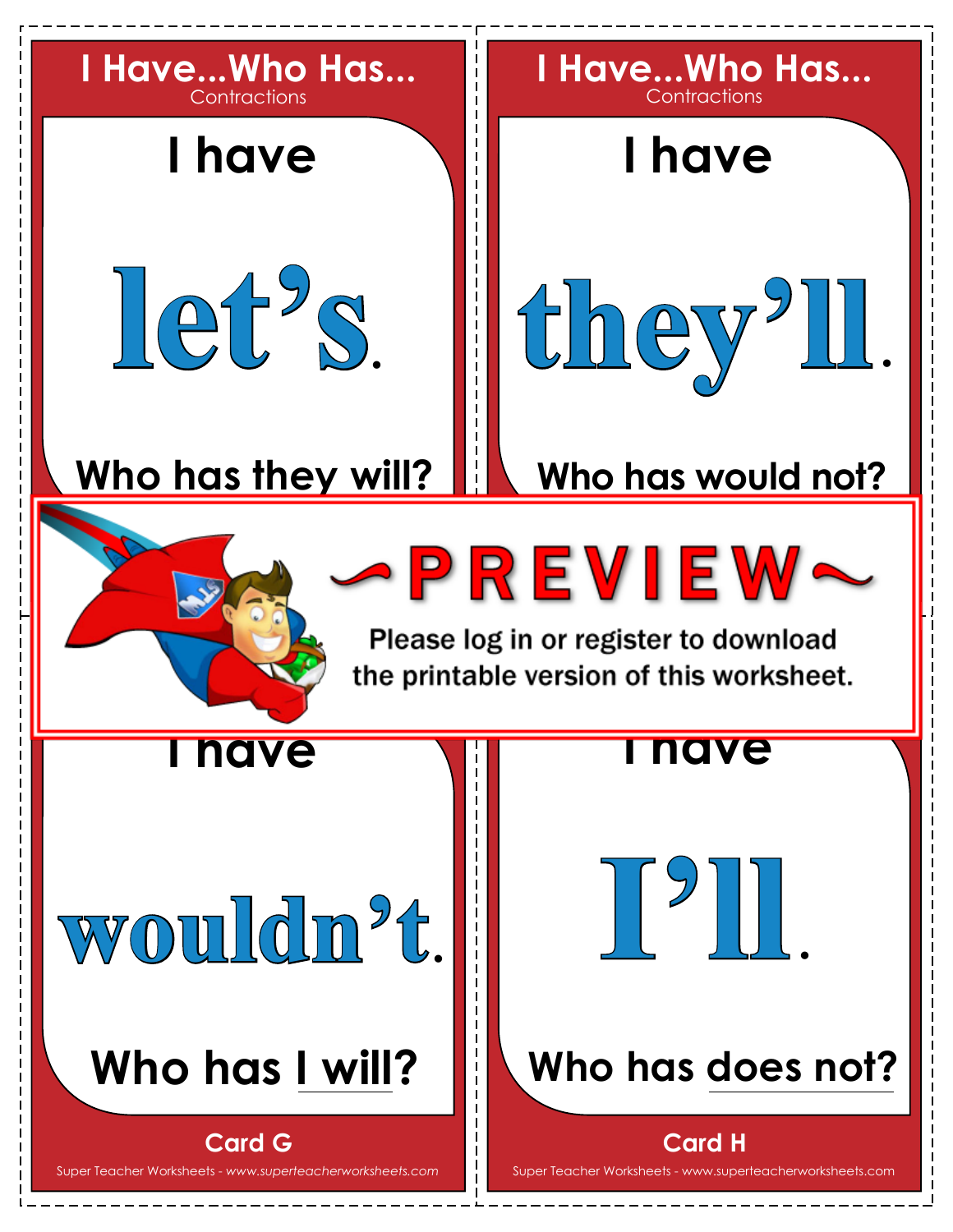## I Have...Who Has...
Contractions

I have

**let's.**

Who has they will?

## I Have...Who Has...
Contractions

I have

**they'll.**

Who has would not?

~PREVIEW~

Please log in or register to download the printable version of this worksheet.

I have

**wouldn't.**

Who has I will?

Card G

Super Teacher Worksheets - *www.superteacherworksheets.com*

I have

**I'll.**

Who has does not?

Card H

Super Teacher Worksheets - www.superteacherworksheets.com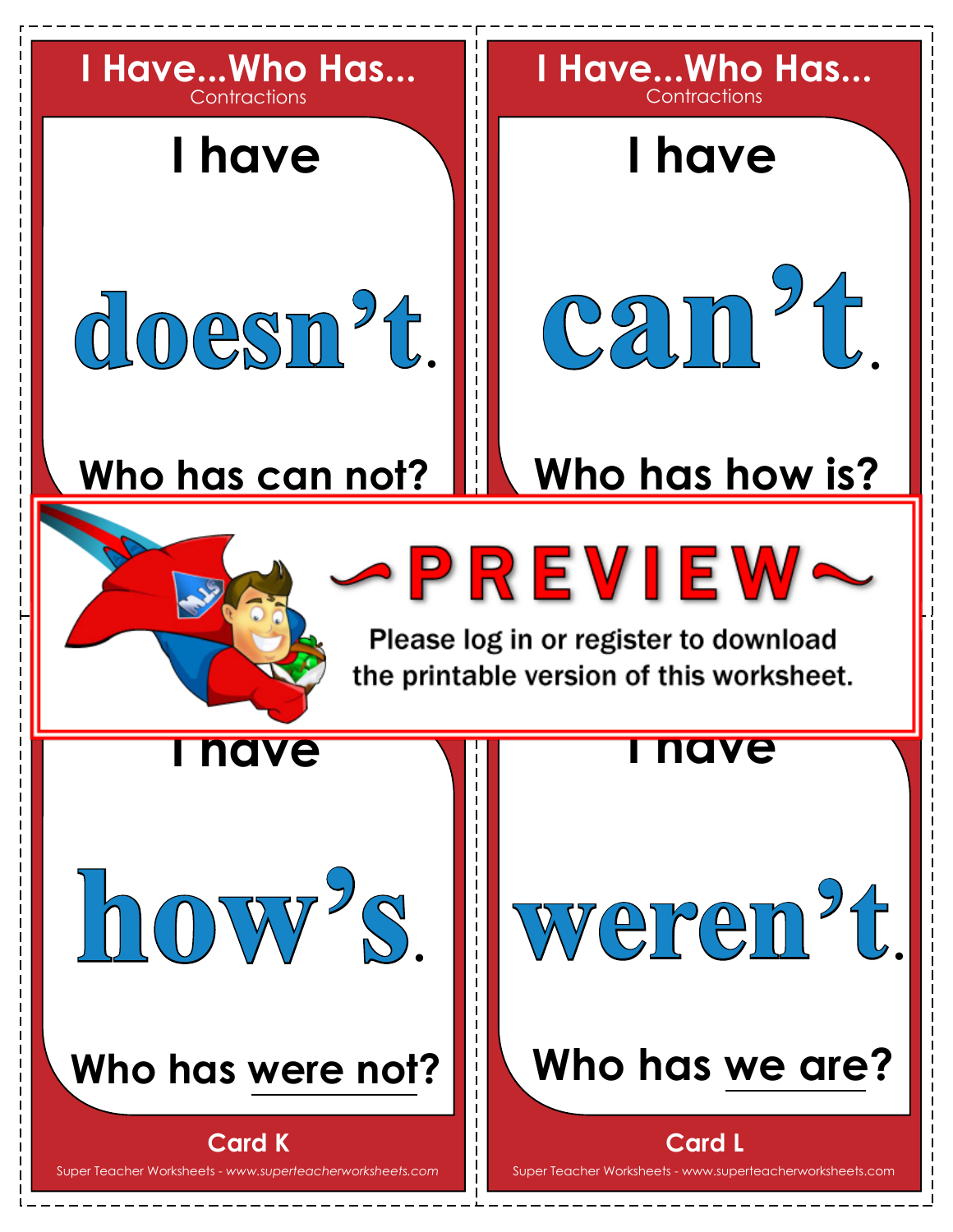## I Have...Who Has...
Contractions

I have

**doesn't.**

Who has can not?

## I Have...Who Has...
Contractions

I have

**can't.**

Who has how is?

~PREVIEW~

Please log in or register to download the printable version of this worksheet.

I have

**how's.**

Who has were not?

Card K

I have

**weren't.**

Who has we are?

Card L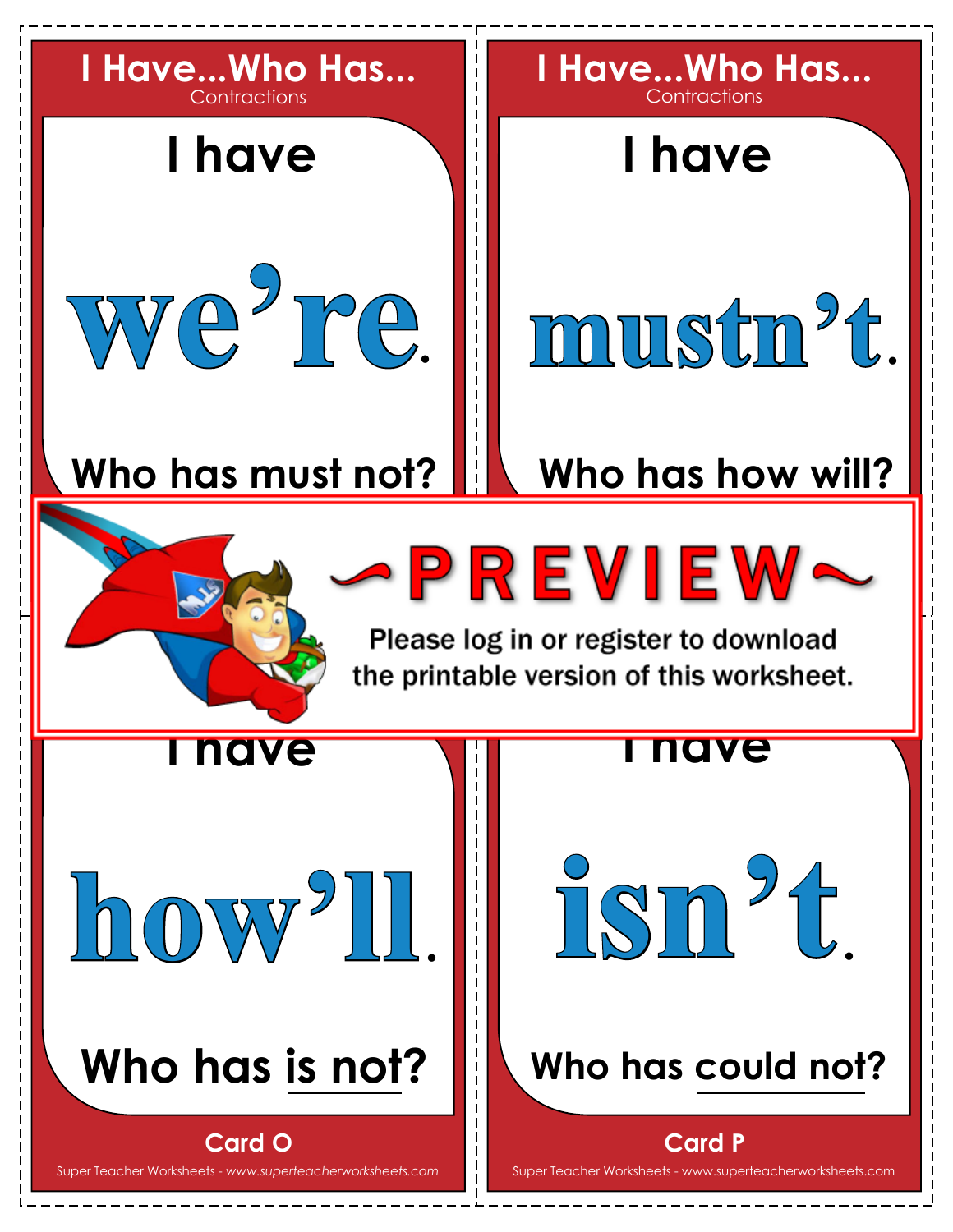## I Have...Who Has...
Contractions

I have

**we're.**

Who has must not?

## I Have...Who Has...
Contractions

I have

**mustn't.**

Who has how will?

~PREVIEW~

Please log in or register to download the printable version of this worksheet.

I have

**how'll.**

Who has is not?

Card O

I have

**isn't.**

Who has could not?

Card P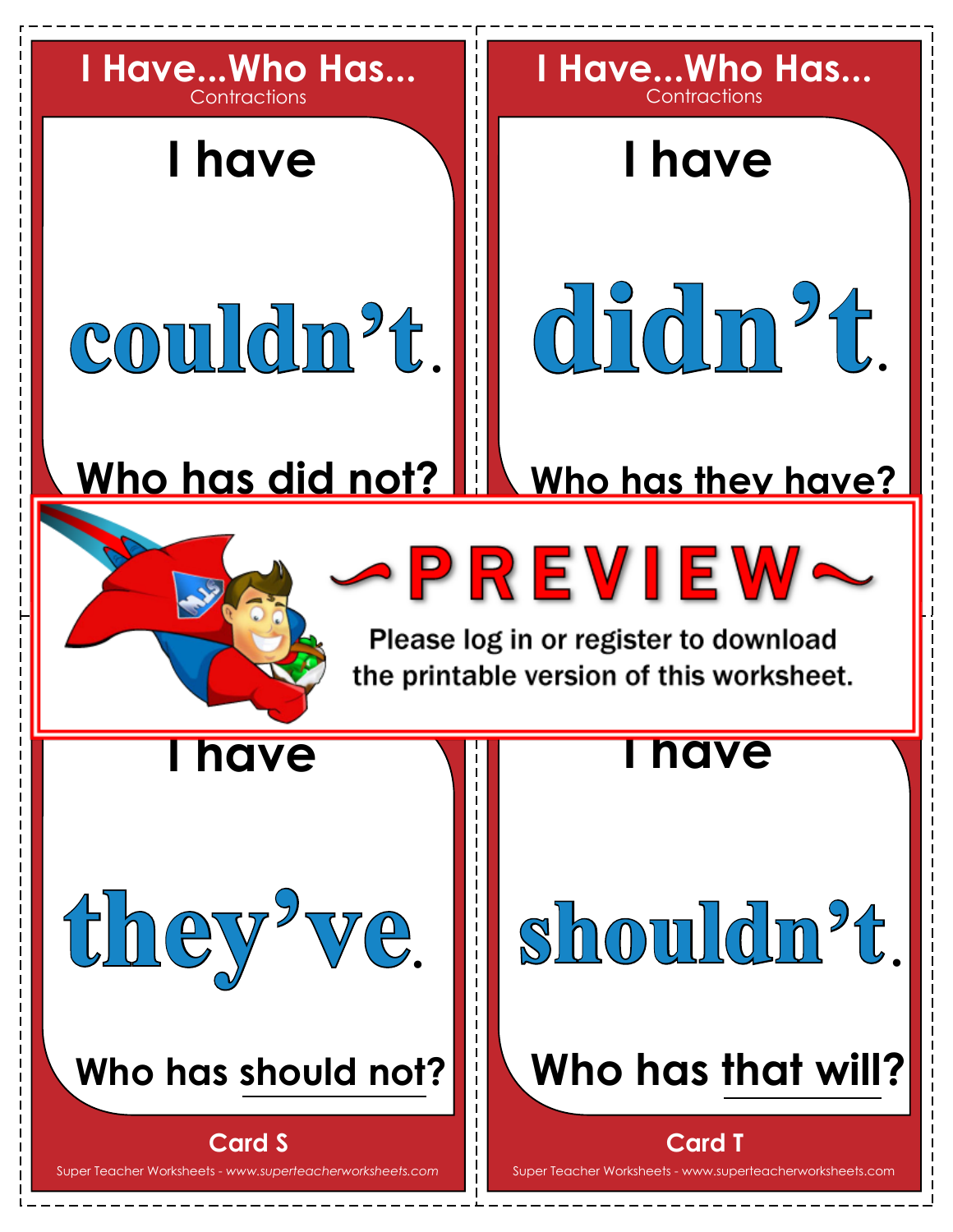## I Have...Who Has...

Contractions

I have

**couldn't.**

Who has did not?

## I Have...Who Has...

Contractions

I have

**didn't.**

Who has they have?

~PREVIEW~

Please log in or register to download the printable version of this worksheet.

I have

**they've.**

Who has should not?

Card S

I have

**shouldn't.**

Who has that will?

Card T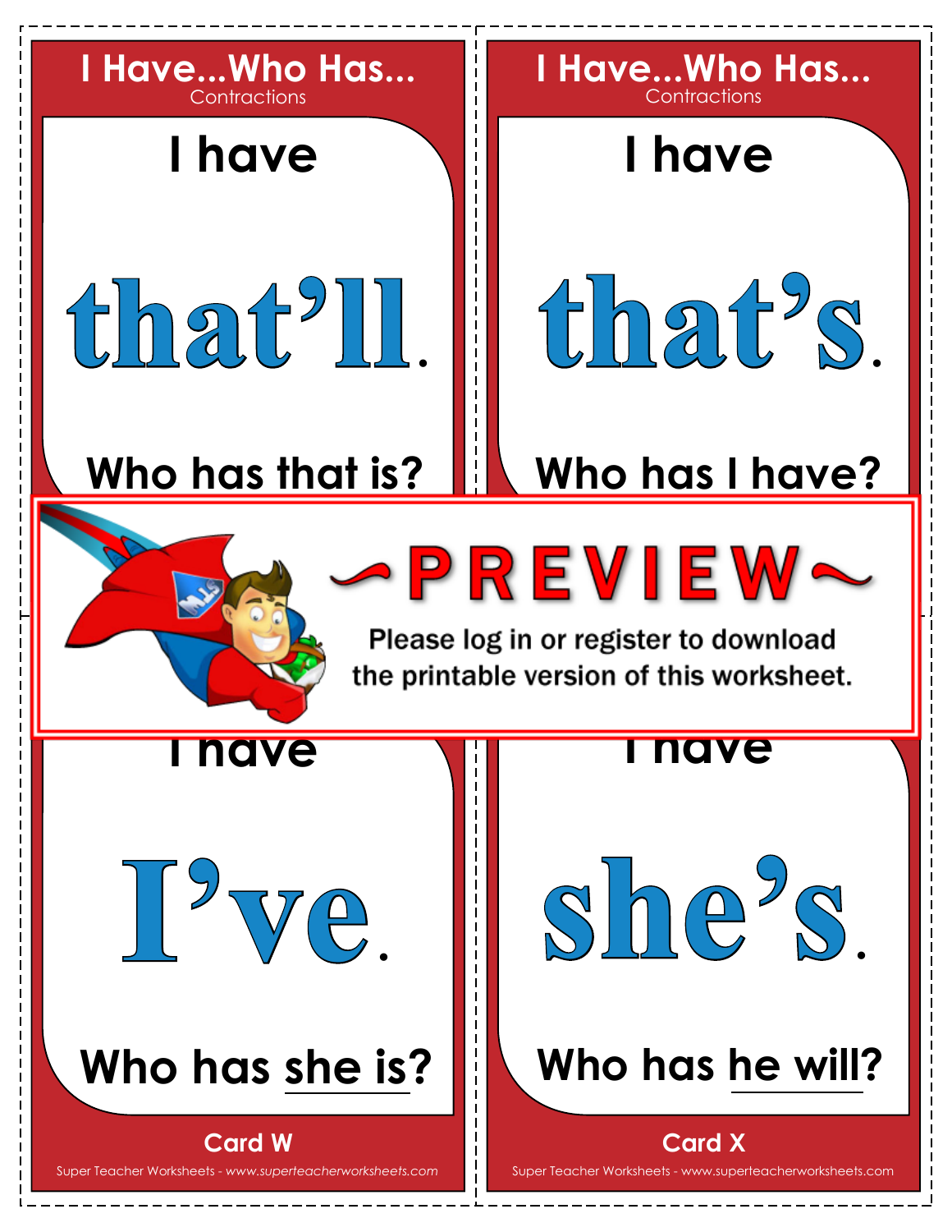## I Have...Who Has...

Contractions

I have

**that'll.**

Who has that is?

## I Have...Who Has...

Contractions

I have

**that's.**

Who has I have?

~PREVIEW~

Please log in or register to download the printable version of this worksheet.

I have

**I've.**

Who has she is?

Card W

Super Teacher Worksheets - *www.superteacherworksheets.com*

I have

**she's.**

Who has he will?

Card X

Super Teacher Worksheets - www.superteacherworksheets.com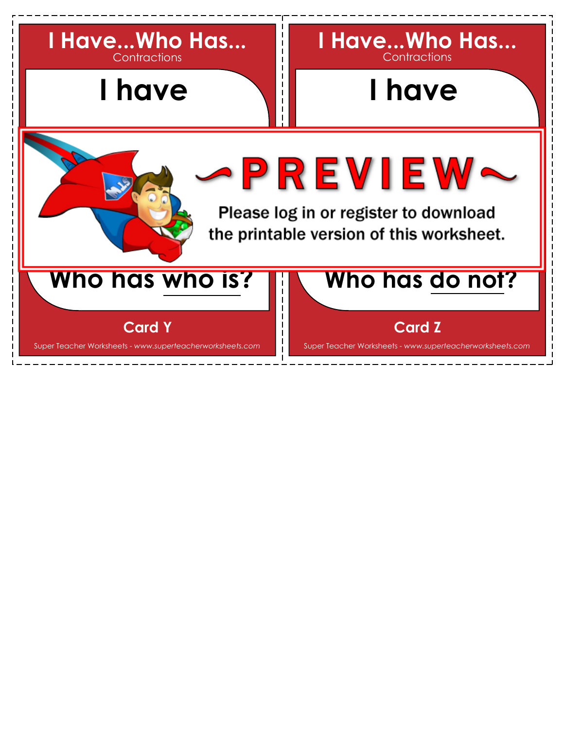## I Have...Who Has...
Contractions

**I have**

~PREVIEW~

Please log in or register to download the printable version of this worksheet.

**Who has who is?**

**Card Y**

## I Have...Who Has...
Contractions

**I have**

**Who has do not?**

**Card Z**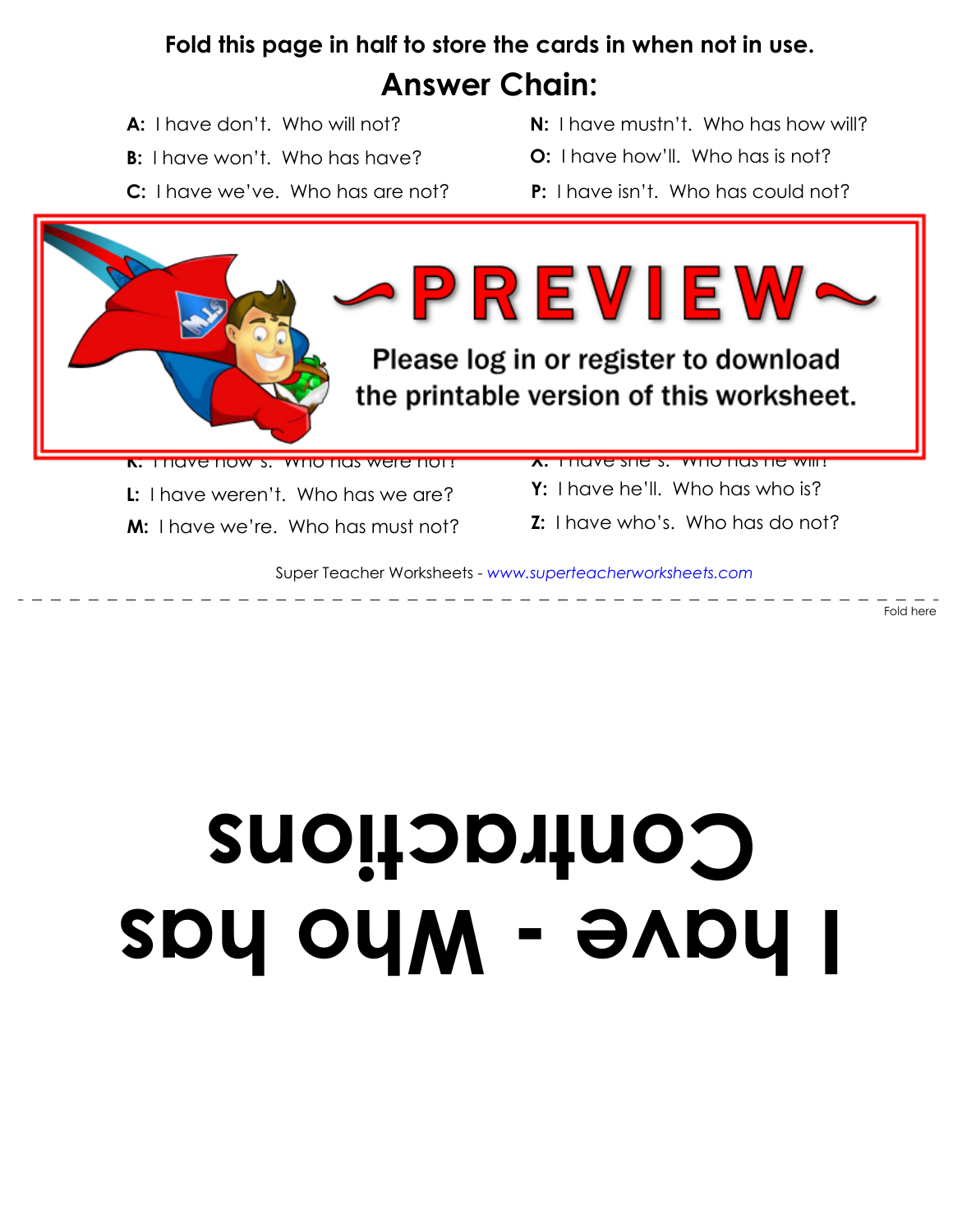Fold this page in half to store the cards in when not in use.

## Answer Chain:

**A:** I have don't. Who will not?

**B:** I have won't. Who has have?

**C:** I have we've. Who has are not?

**N:** I have mustn't. Who has how will?

**O:** I have how'll. Who has is not?

**P:** I have isn't. Who has could not?

~PREVIEW~

Please log in or register to download the printable version of this worksheet.

**K:** I have how's. Who has were not?

**L:** I have weren't. Who has we are?

**M:** I have we're. Who has must not?

**X:** I have she's. Who has he will?

**Y:** I have he'll. Who has who is?

**Z:** I have who's. Who has do not?

Super Teacher Worksheets - www.superteacherworksheets.com

Fold here

# I have - Who has Contractions